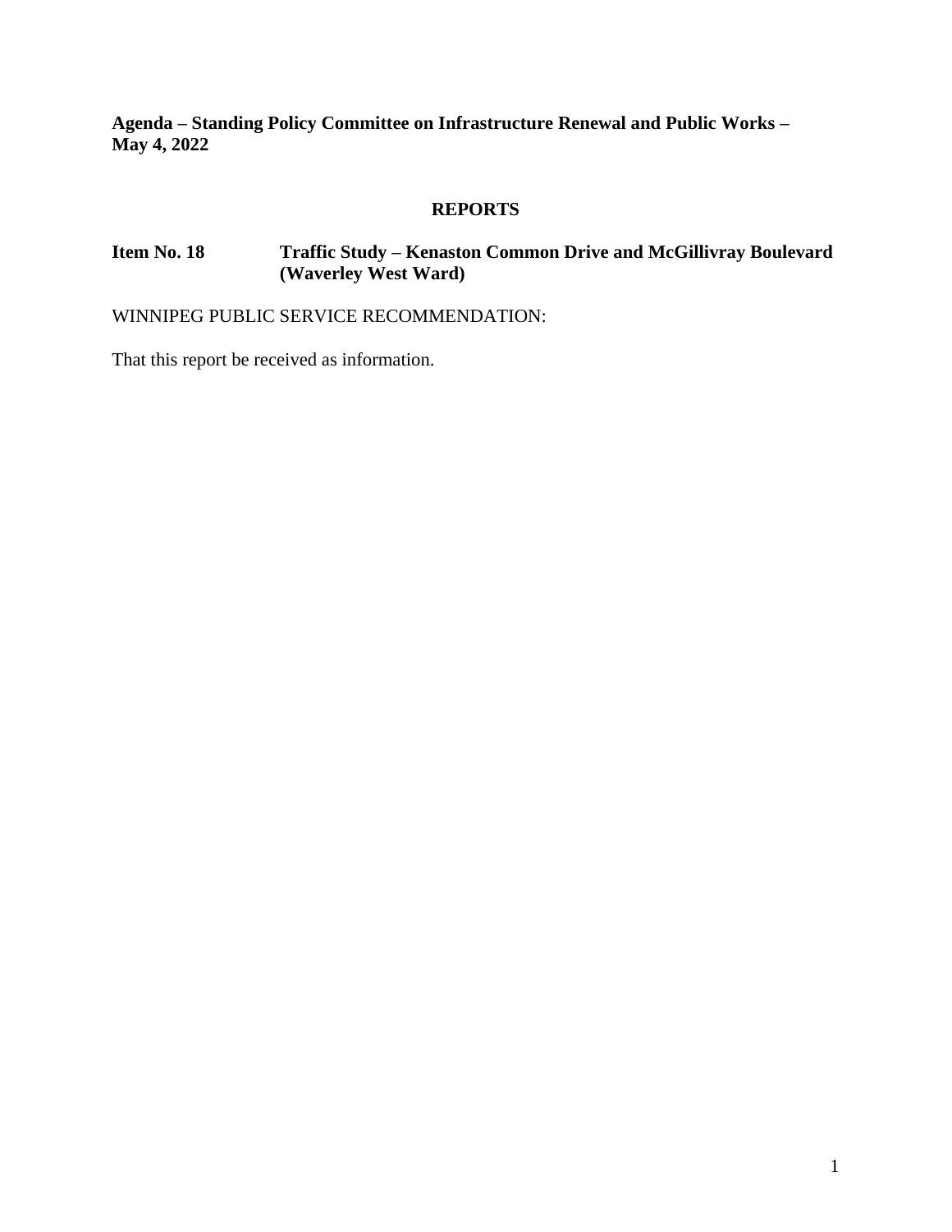**Agenda – Standing Policy Committee on Infrastructure Renewal and Public Works – May 4, 2022**

## REPORTS

**Item No. 18 Traffic Study – Kenaston Common Drive and McGillivray Boulevard (Waverley West Ward)**

WINNIPEG PUBLIC SERVICE RECOMMENDATION:

That this report be received as information.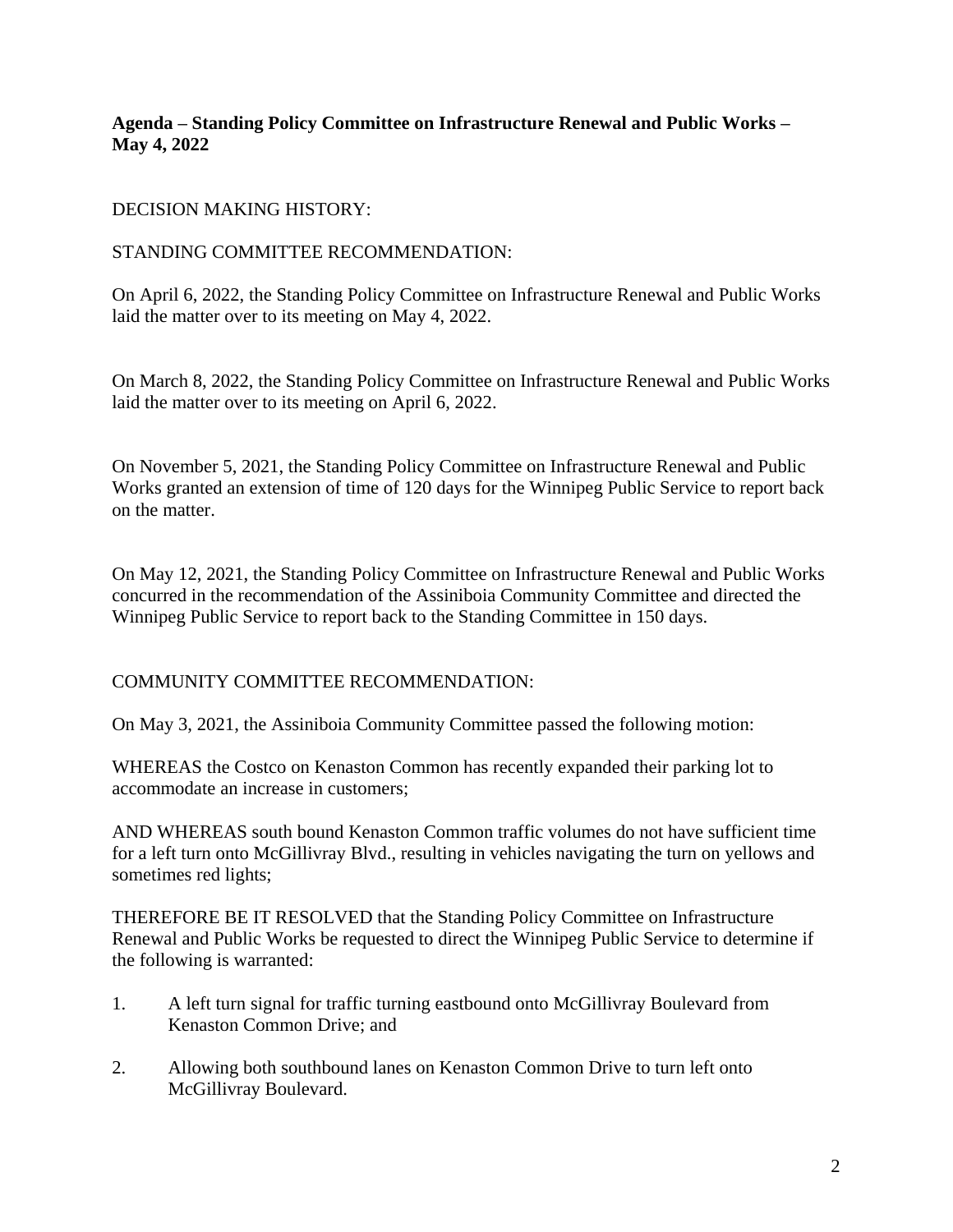**Agenda – Standing Policy Committee on Infrastructure Renewal and Public Works – May 4, 2022**

DECISION MAKING HISTORY:

STANDING COMMITTEE RECOMMENDATION:

On April 6, 2022, the Standing Policy Committee on Infrastructure Renewal and Public Works laid the matter over to its meeting on May 4, 2022.

On March 8, 2022, the Standing Policy Committee on Infrastructure Renewal and Public Works laid the matter over to its meeting on April 6, 2022.

On November 5, 2021, the Standing Policy Committee on Infrastructure Renewal and Public Works granted an extension of time of 120 days for the Winnipeg Public Service to report back on the matter.

On May 12, 2021, the Standing Policy Committee on Infrastructure Renewal and Public Works concurred in the recommendation of the Assiniboia Community Committee and directed the Winnipeg Public Service to report back to the Standing Committee in 150 days.

COMMUNITY COMMITTEE RECOMMENDATION:

On May 3, 2021, the Assiniboia Community Committee passed the following motion:

WHEREAS the Costco on Kenaston Common has recently expanded their parking lot to accommodate an increase in customers;

AND WHEREAS south bound Kenaston Common traffic volumes do not have sufficient time for a left turn onto McGillivray Blvd., resulting in vehicles navigating the turn on yellows and sometimes red lights;

THEREFORE BE IT RESOLVED that the Standing Policy Committee on Infrastructure Renewal and Public Works be requested to direct the Winnipeg Public Service to determine if the following is warranted:

1. A left turn signal for traffic turning eastbound onto McGillivray Boulevard from Kenaston Common Drive; and
2. Allowing both southbound lanes on Kenaston Common Drive to turn left onto McGillivray Boulevard.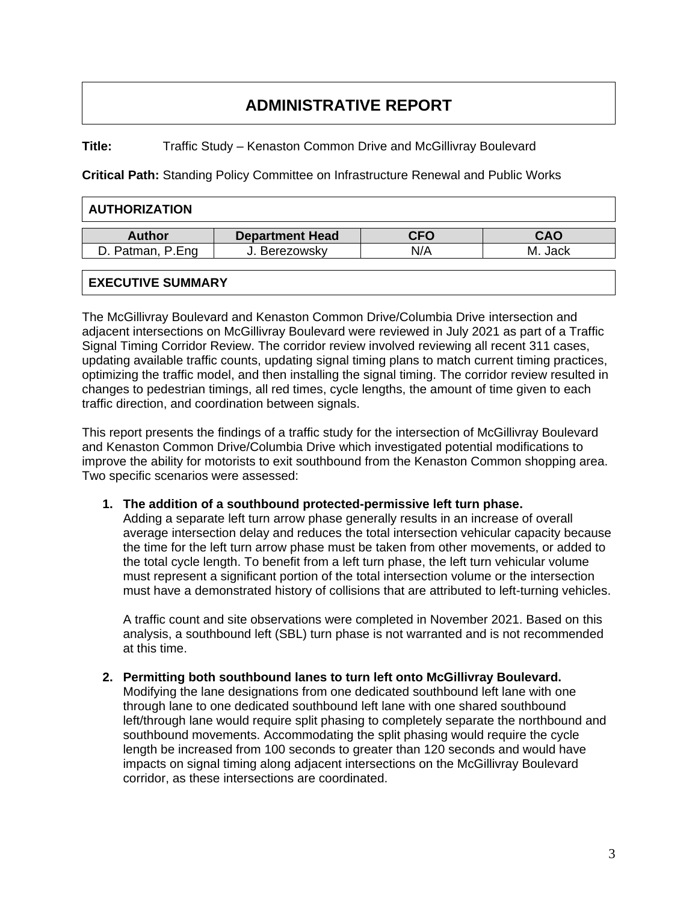# ADMINISTRATIVE REPORT

**Title:** Traffic Study – Kenaston Common Drive and McGillivray Boulevard

**Critical Path:** Standing Policy Committee on Infrastructure Renewal and Public Works

## AUTHORIZATION

| Author | Department Head | CFO | CAO |
|---|---|---|---|
| D. Patman, P.Eng | J. Berezowsky | N/A | M. Jack |

## EXECUTIVE SUMMARY

The McGillivray Boulevard and Kenaston Common Drive/Columbia Drive intersection and adjacent intersections on McGillivray Boulevard were reviewed in July 2021 as part of a Traffic Signal Timing Corridor Review. The corridor review involved reviewing all recent 311 cases, updating available traffic counts, updating signal timing plans to match current timing practices, optimizing the traffic model, and then installing the signal timing. The corridor review resulted in changes to pedestrian timings, all red times, cycle lengths, the amount of time given to each traffic direction, and coordination between signals.

This report presents the findings of a traffic study for the intersection of McGillivray Boulevard and Kenaston Common Drive/Columbia Drive which investigated potential modifications to improve the ability for motorists to exit southbound from the Kenaston Common shopping area. Two specific scenarios were assessed:

1. **The addition of a southbound protected-permissive left turn phase.**
   Adding a separate left turn arrow phase generally results in an increase of overall average intersection delay and reduces the total intersection vehicular capacity because the time for the left turn arrow phase must be taken from other movements, or added to the total cycle length. To benefit from a left turn phase, the left turn vehicular volume must represent a significant portion of the total intersection volume or the intersection must have a demonstrated history of collisions that are attributed to left-turning vehicles.

   A traffic count and site observations were completed in November 2021. Based on this analysis, a southbound left (SBL) turn phase is not warranted and is not recommended at this time.

2. **Permitting both southbound lanes to turn left onto McGillivray Boulevard.**
   Modifying the lane designations from one dedicated southbound left lane with one through lane to one dedicated southbound left lane with one shared southbound left/through lane would require split phasing to completely separate the northbound and southbound movements. Accommodating the split phasing would require the cycle length be increased from 100 seconds to greater than 120 seconds and would have impacts on signal timing along adjacent intersections on the McGillivray Boulevard corridor, as these intersections are coordinated.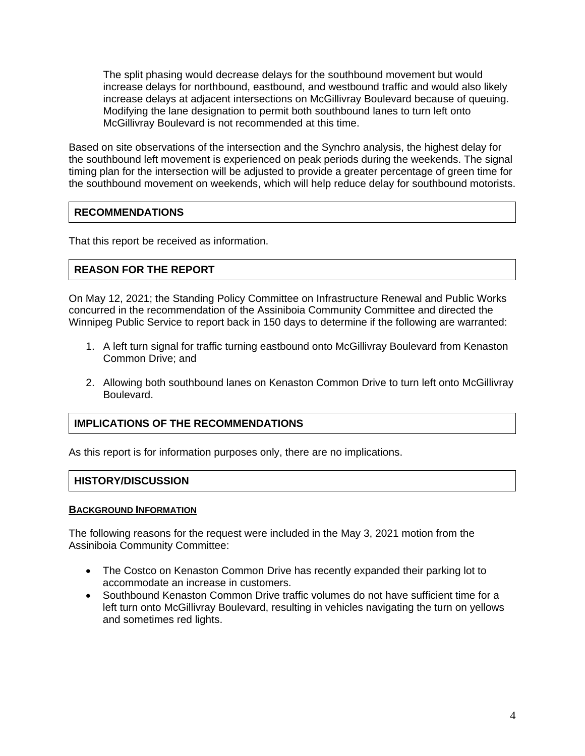The split phasing would decrease delays for the southbound movement but would increase delays for northbound, eastbound, and westbound traffic and would also likely increase delays at adjacent intersections on McGillivray Boulevard because of queuing. Modifying the lane designation to permit both southbound lanes to turn left onto McGillivray Boulevard is not recommended at this time.

Based on site observations of the intersection and the Synchro analysis, the highest delay for the southbound left movement is experienced on peak periods during the weekends. The signal timing plan for the intersection will be adjusted to provide a greater percentage of green time for the southbound movement on weekends, which will help reduce delay for southbound motorists.

## RECOMMENDATIONS

That this report be received as information.

## REASON FOR THE REPORT

On May 12, 2021; the Standing Policy Committee on Infrastructure Renewal and Public Works concurred in the recommendation of the Assiniboia Community Committee and directed the Winnipeg Public Service to report back in 150 days to determine if the following are warranted:

1. A left turn signal for traffic turning eastbound onto McGillivray Boulevard from Kenaston Common Drive; and
2. Allowing both southbound lanes on Kenaston Common Drive to turn left onto McGillivray Boulevard.

## IMPLICATIONS OF THE RECOMMENDATIONS

As this report is for information purposes only, there are no implications.

## HISTORY/DISCUSSION

### BACKGROUND INFORMATION

The following reasons for the request were included in the May 3, 2021 motion from the Assiniboia Community Committee:

- The Costco on Kenaston Common Drive has recently expanded their parking lot to accommodate an increase in customers.
- Southbound Kenaston Common Drive traffic volumes do not have sufficient time for a left turn onto McGillivray Boulevard, resulting in vehicles navigating the turn on yellows and sometimes red lights.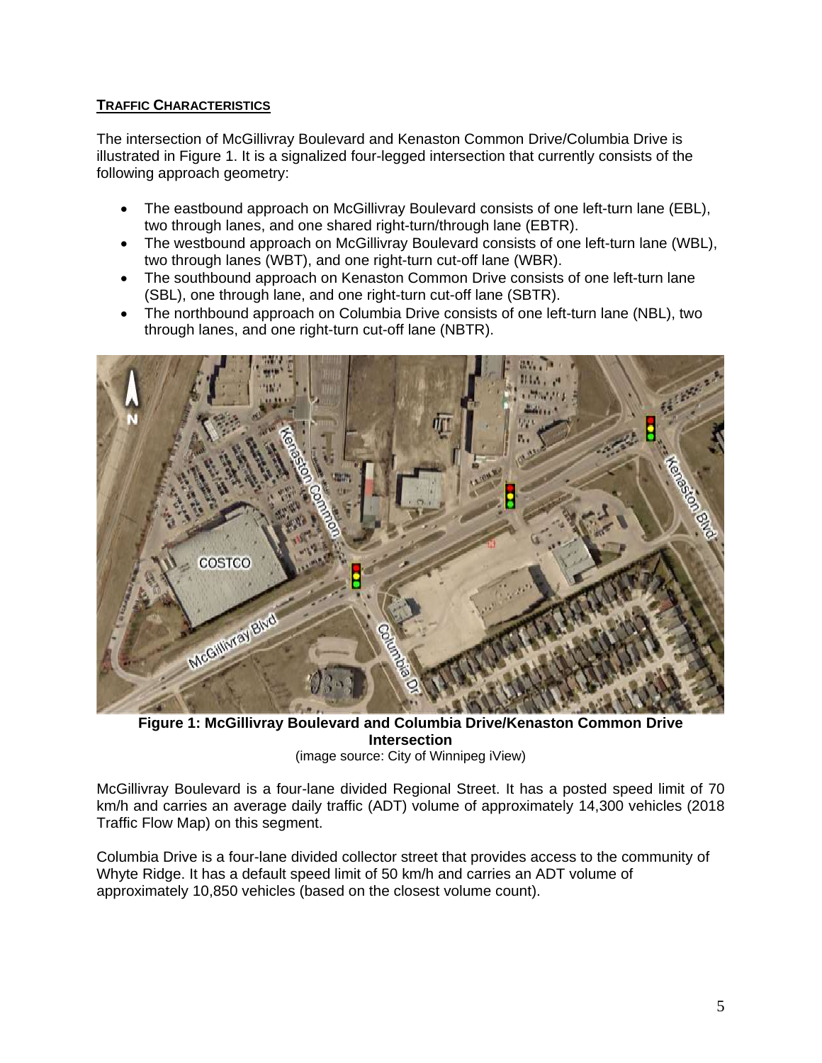## TRAFFIC CHARACTERISTICS

The intersection of McGillivray Boulevard and Kenaston Common Drive/Columbia Drive is illustrated in Figure 1. It is a signalized four-legged intersection that currently consists of the following approach geometry:

- The eastbound approach on McGillivray Boulevard consists of one left-turn lane (EBL), two through lanes, and one shared right-turn/through lane (EBTR).
- The westbound approach on McGillivray Boulevard consists of one left-turn lane (WBL), two through lanes (WBT), and one right-turn cut-off lane (WBR).
- The southbound approach on Kenaston Common Drive consists of one left-turn lane (SBL), one through lane, and one right-turn cut-off lane (SBTR).
- The northbound approach on Columbia Drive consists of one left-turn lane (NBL), two through lanes, and one right-turn cut-off lane (NBTR).

**Figure 1: McGillivray Boulevard and Columbia Drive/Kenaston Common Drive Intersection**
(image source: City of Winnipeg iView)

McGillivray Boulevard is a four-lane divided Regional Street. It has a posted speed limit of 70 km/h and carries an average daily traffic (ADT) volume of approximately 14,300 vehicles (2018 Traffic Flow Map) on this segment.

Columbia Drive is a four-lane divided collector street that provides access to the community of Whyte Ridge. It has a default speed limit of 50 km/h and carries an ADT volume of approximately 10,850 vehicles (based on the closest volume count).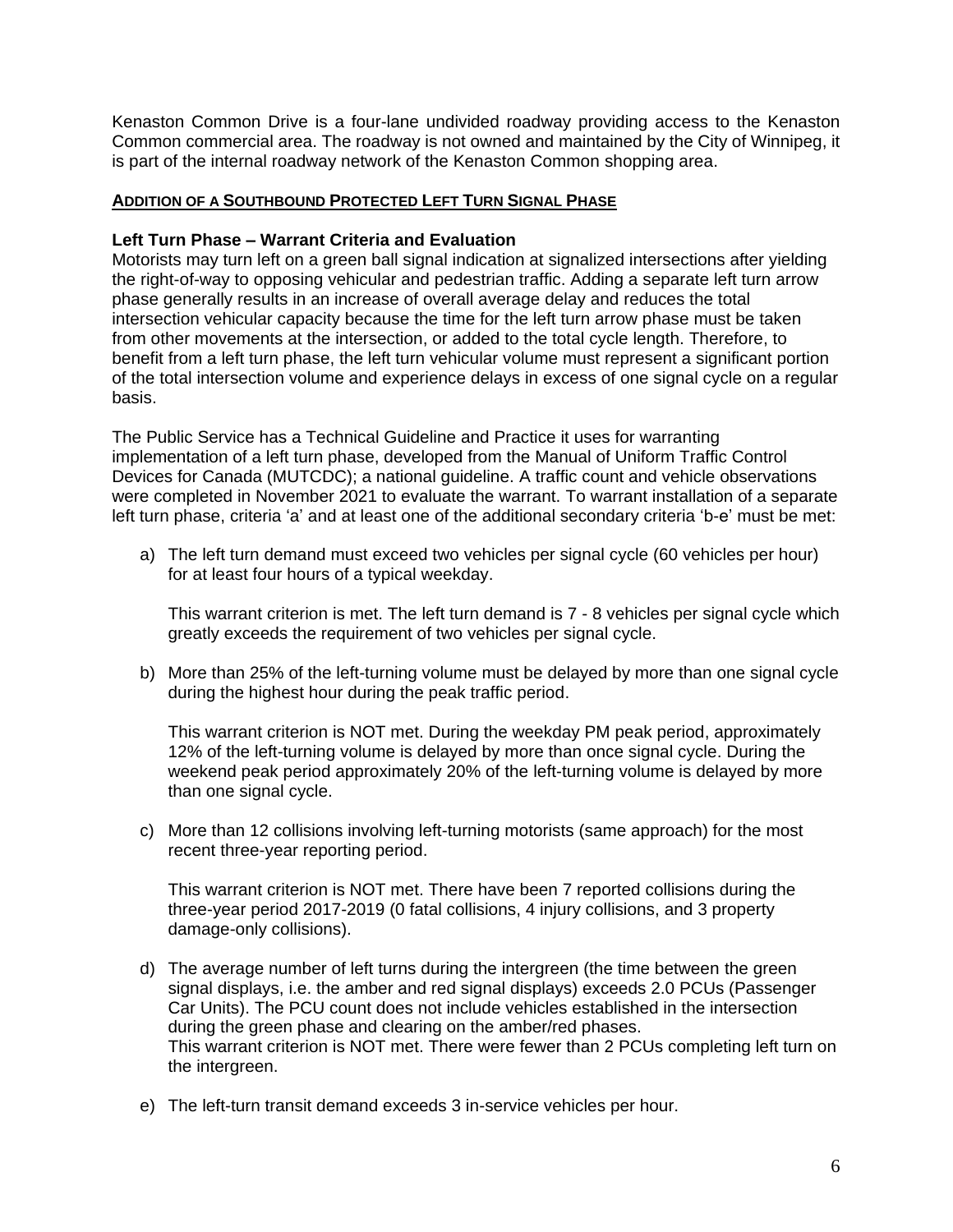Kenaston Common Drive is a four-lane undivided roadway providing access to the Kenaston Common commercial area. The roadway is not owned and maintained by the City of Winnipeg, it is part of the internal roadway network of the Kenaston Common shopping area.

**ADDITION OF A SOUTHBOUND PROTECTED LEFT TURN SIGNAL PHASE**

**Left Turn Phase – Warrant Criteria and Evaluation**

Motorists may turn left on a green ball signal indication at signalized intersections after yielding the right-of-way to opposing vehicular and pedestrian traffic. Adding a separate left turn arrow phase generally results in an increase of overall average delay and reduces the total intersection vehicular capacity because the time for the left turn arrow phase must be taken from other movements at the intersection, or added to the total cycle length. Therefore, to benefit from a left turn phase, the left turn vehicular volume must represent a significant portion of the total intersection volume and experience delays in excess of one signal cycle on a regular basis.

The Public Service has a Technical Guideline and Practice it uses for warranting implementation of a left turn phase, developed from the Manual of Uniform Traffic Control Devices for Canada (MUTCDC); a national guideline. A traffic count and vehicle observations were completed in November 2021 to evaluate the warrant. To warrant installation of a separate left turn phase, criteria 'a' and at least one of the additional secondary criteria 'b-e' must be met:

a) The left turn demand must exceed two vehicles per signal cycle (60 vehicles per hour) for at least four hours of a typical weekday.

   This warrant criterion is met. The left turn demand is 7 - 8 vehicles per signal cycle which greatly exceeds the requirement of two vehicles per signal cycle.

b) More than 25% of the left-turning volume must be delayed by more than one signal cycle during the highest hour during the peak traffic period.

   This warrant criterion is NOT met. During the weekday PM peak period, approximately 12% of the left-turning volume is delayed by more than once signal cycle. During the weekend peak period approximately 20% of the left-turning volume is delayed by more than one signal cycle.

c) More than 12 collisions involving left-turning motorists (same approach) for the most recent three-year reporting period.

   This warrant criterion is NOT met. There have been 7 reported collisions during the three-year period 2017-2019 (0 fatal collisions, 4 injury collisions, and 3 property damage-only collisions).

d) The average number of left turns during the intergreen (the time between the green signal displays, i.e. the amber and red signal displays) exceeds 2.0 PCUs (Passenger Car Units). The PCU count does not include vehicles established in the intersection during the green phase and clearing on the amber/red phases.
   This warrant criterion is NOT met. There were fewer than 2 PCUs completing left turn on the intergreen.

e) The left-turn transit demand exceeds 3 in-service vehicles per hour.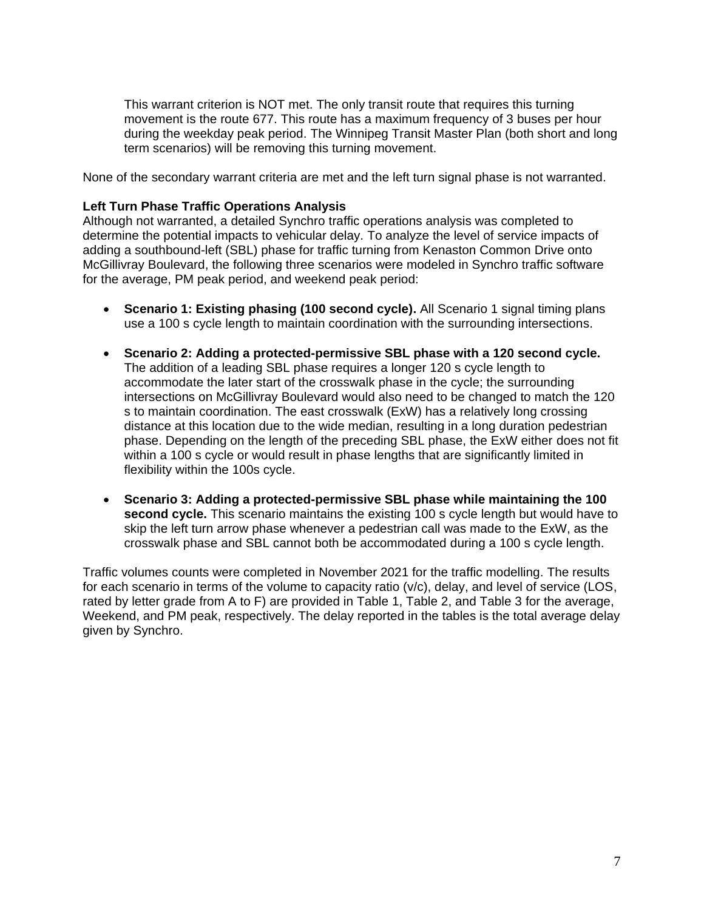This warrant criterion is NOT met. The only transit route that requires this turning movement is the route 677. This route has a maximum frequency of 3 buses per hour during the weekday peak period. The Winnipeg Transit Master Plan (both short and long term scenarios) will be removing this turning movement.

None of the secondary warrant criteria are met and the left turn signal phase is not warranted.

**Left Turn Phase Traffic Operations Analysis**

Although not warranted, a detailed Synchro traffic operations analysis was completed to determine the potential impacts to vehicular delay. To analyze the level of service impacts of adding a southbound-left (SBL) phase for traffic turning from Kenaston Common Drive onto McGillivray Boulevard, the following three scenarios were modeled in Synchro traffic software for the average, PM peak period, and weekend peak period:

- **Scenario 1: Existing phasing (100 second cycle).** All Scenario 1 signal timing plans use a 100 s cycle length to maintain coordination with the surrounding intersections.

- **Scenario 2: Adding a protected-permissive SBL phase with a 120 second cycle.** The addition of a leading SBL phase requires a longer 120 s cycle length to accommodate the later start of the crosswalk phase in the cycle; the surrounding intersections on McGillivray Boulevard would also need to be changed to match the 120 s to maintain coordination. The east crosswalk (ExW) has a relatively long crossing distance at this location due to the wide median, resulting in a long duration pedestrian phase. Depending on the length of the preceding SBL phase, the ExW either does not fit within a 100 s cycle or would result in phase lengths that are significantly limited in flexibility within the 100s cycle.

- **Scenario 3: Adding a protected-permissive SBL phase while maintaining the 100 second cycle.** This scenario maintains the existing 100 s cycle length but would have to skip the left turn arrow phase whenever a pedestrian call was made to the ExW, as the crosswalk phase and SBL cannot both be accommodated during a 100 s cycle length.

Traffic volumes counts were completed in November 2021 for the traffic modelling. The results for each scenario in terms of the volume to capacity ratio (v/c), delay, and level of service (LOS, rated by letter grade from A to F) are provided in Table 1, Table 2, and Table 3 for the average, Weekend, and PM peak, respectively. The delay reported in the tables is the total average delay given by Synchro.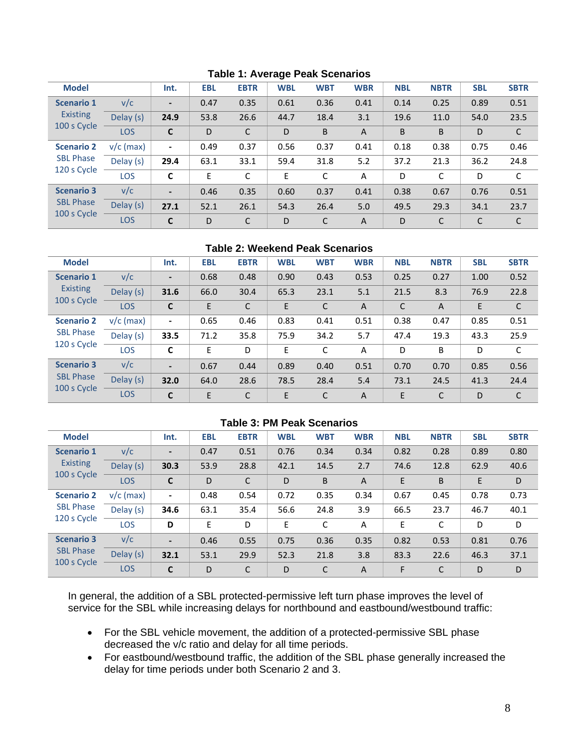**Table 1: Average Peak Scenarios**

| Model | | Int. | EBL | EBTR | WBL | WBT | WBR | NBL | NBTR | SBL | SBTR |
|---|---|---|---|---|---|---|---|---|---|---|---|
| **Scenario 1** Existing 100 s Cycle | v/c | - | 0.47 | 0.35 | 0.61 | 0.36 | 0.41 | 0.14 | 0.25 | 0.89 | 0.51 |
| | Delay (s) | **24.9** | 53.8 | 26.6 | 44.7 | 18.4 | 3.1 | 19.6 | 11.0 | 54.0 | 23.5 |
| | LOS | **C** | D | C | D | B | A | B | B | D | C |
| **Scenario 2** SBL Phase 120 s Cycle | v/c (max) | - | 0.49 | 0.37 | 0.56 | 0.37 | 0.41 | 0.18 | 0.38 | 0.75 | 0.46 |
| | Delay (s) | **29.4** | 63.1 | 33.1 | 59.4 | 31.8 | 5.2 | 37.2 | 21.3 | 36.2 | 24.8 |
| | LOS | **C** | E | C | E | C | A | D | C | D | C |
| **Scenario 3** SBL Phase 100 s Cycle | v/c | - | 0.46 | 0.35 | 0.60 | 0.37 | 0.41 | 0.38 | 0.67 | 0.76 | 0.51 |
| | Delay (s) | **27.1** | 52.1 | 26.1 | 54.3 | 26.4 | 5.0 | 49.5 | 29.3 | 34.1 | 23.7 |
| | LOS | **C** | D | C | D | C | A | D | C | C | C |

**Table 2: Weekend Peak Scenarios**

| Model | | Int. | EBL | EBTR | WBL | WBT | WBR | NBL | NBTR | SBL | SBTR |
|---|---|---|---|---|---|---|---|---|---|---|---|
| **Scenario 1** Existing 100 s Cycle | v/c | - | 0.68 | 0.48 | 0.90 | 0.43 | 0.53 | 0.25 | 0.27 | 1.00 | 0.52 |
| | Delay (s) | **31.6** | 66.0 | 30.4 | 65.3 | 23.1 | 5.1 | 21.5 | 8.3 | 76.9 | 22.8 |
| | LOS | **C** | E | C | E | C | A | C | A | E | C |
| **Scenario 2** SBL Phase 120 s Cycle | v/c (max) | - | 0.65 | 0.46 | 0.83 | 0.41 | 0.51 | 0.38 | 0.47 | 0.85 | 0.51 |
| | Delay (s) | **33.5** | 71.2 | 35.8 | 75.9 | 34.2 | 5.7 | 47.4 | 19.3 | 43.3 | 25.9 |
| | LOS | **C** | E | D | E | C | A | D | B | D | C |
| **Scenario 3** SBL Phase 100 s Cycle | v/c | - | 0.67 | 0.44 | 0.89 | 0.40 | 0.51 | 0.70 | 0.70 | 0.85 | 0.56 |
| | Delay (s) | **32.0** | 64.0 | 28.6 | 78.5 | 28.4 | 5.4 | 73.1 | 24.5 | 41.3 | 24.4 |
| | LOS | **C** | E | C | E | C | A | E | C | D | C |

**Table 3: PM Peak Scenarios**

| Model | | Int. | EBL | EBTR | WBL | WBT | WBR | NBL | NBTR | SBL | SBTR |
|---|---|---|---|---|---|---|---|---|---|---|---|
| **Scenario 1** Existing 100 s Cycle | v/c | - | 0.47 | 0.51 | 0.76 | 0.34 | 0.34 | 0.82 | 0.28 | 0.89 | 0.80 |
| | Delay (s) | **30.3** | 53.9 | 28.8 | 42.1 | 14.5 | 2.7 | 74.6 | 12.8 | 62.9 | 40.6 |
| | LOS | **C** | D | C | D | B | A | E | B | E | D |
| **Scenario 2** SBL Phase 120 s Cycle | v/c (max) | - | 0.48 | 0.54 | 0.72 | 0.35 | 0.34 | 0.67 | 0.45 | 0.78 | 0.73 |
| | Delay (s) | **34.6** | 63.1 | 35.4 | 56.6 | 24.8 | 3.9 | 66.5 | 23.7 | 46.7 | 40.1 |
| | LOS | **D** | E | D | E | C | A | E | C | D | D |
| **Scenario 3** SBL Phase 100 s Cycle | v/c | - | 0.46 | 0.55 | 0.75 | 0.36 | 0.35 | 0.82 | 0.53 | 0.81 | 0.76 |
| | Delay (s) | **32.1** | 53.1 | 29.9 | 52.3 | 21.8 | 3.8 | 83.3 | 22.6 | 46.3 | 37.1 |
| | LOS | **C** | D | C | D | C | A | F | C | D | D |

In general, the addition of a SBL protected-permissive left turn phase improves the level of service for the SBL while increasing delays for northbound and eastbound/westbound traffic:

- For the SBL vehicle movement, the addition of a protected-permissive SBL phase decreased the v/c ratio and delay for all time periods.
- For eastbound/westbound traffic, the addition of the SBL phase generally increased the delay for time periods under both Scenario 2 and 3.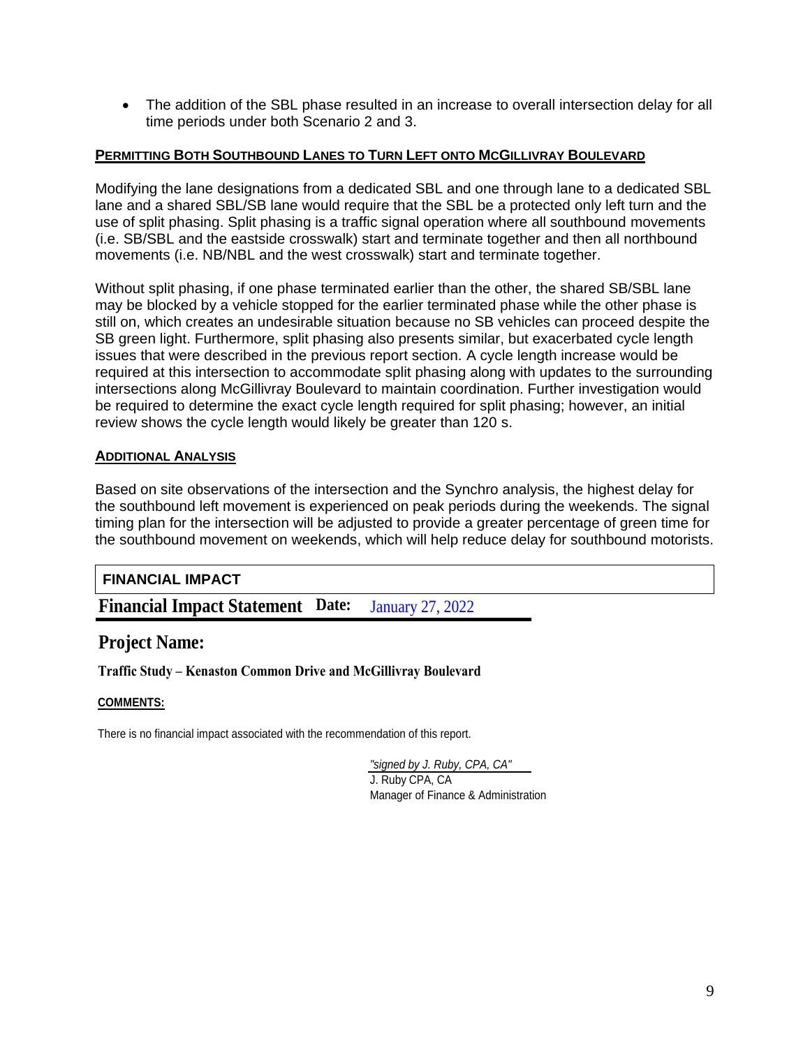- The addition of the SBL phase resulted in an increase to overall intersection delay for all time periods under both Scenario 2 and 3.

### PERMITTING BOTH SOUTHBOUND LANES TO TURN LEFT ONTO MCGILLIVRAY BOULEVARD

Modifying the lane designations from a dedicated SBL and one through lane to a dedicated SBL lane and a shared SBL/SB lane would require that the SBL be a protected only left turn and the use of split phasing. Split phasing is a traffic signal operation where all southbound movements (i.e. SB/SBL and the eastside crosswalk) start and terminate together and then all northbound movements (i.e. NB/NBL and the west crosswalk) start and terminate together.

Without split phasing, if one phase terminated earlier than the other, the shared SB/SBL lane may be blocked by a vehicle stopped for the earlier terminated phase while the other phase is still on, which creates an undesirable situation because no SB vehicles can proceed despite the SB green light. Furthermore, split phasing also presents similar, but exacerbated cycle length issues that were described in the previous report section. A cycle length increase would be required at this intersection to accommodate split phasing along with updates to the surrounding intersections along McGillivray Boulevard to maintain coordination. Further investigation would be required to determine the exact cycle length required for split phasing; however, an initial review shows the cycle length would likely be greater than 120 s.

### ADDITIONAL ANALYSIS

Based on site observations of the intersection and the Synchro analysis, the highest delay for the southbound left movement is experienced on peak periods during the weekends. The signal timing plan for the intersection will be adjusted to provide a greater percentage of green time for the southbound movement on weekends, which will help reduce delay for southbound motorists.

## FINANCIAL IMPACT

**Financial Impact Statement** **Date:** January 27, 2022

**Project Name:**

**Traffic Study – Kenaston Common Drive and McGillivray Boulevard**

**COMMENTS:**

There is no financial impact associated with the recommendation of this report.

*"signed by J. Ruby, CPA, CA"*
J. Ruby CPA, CA
Manager of Finance & Administration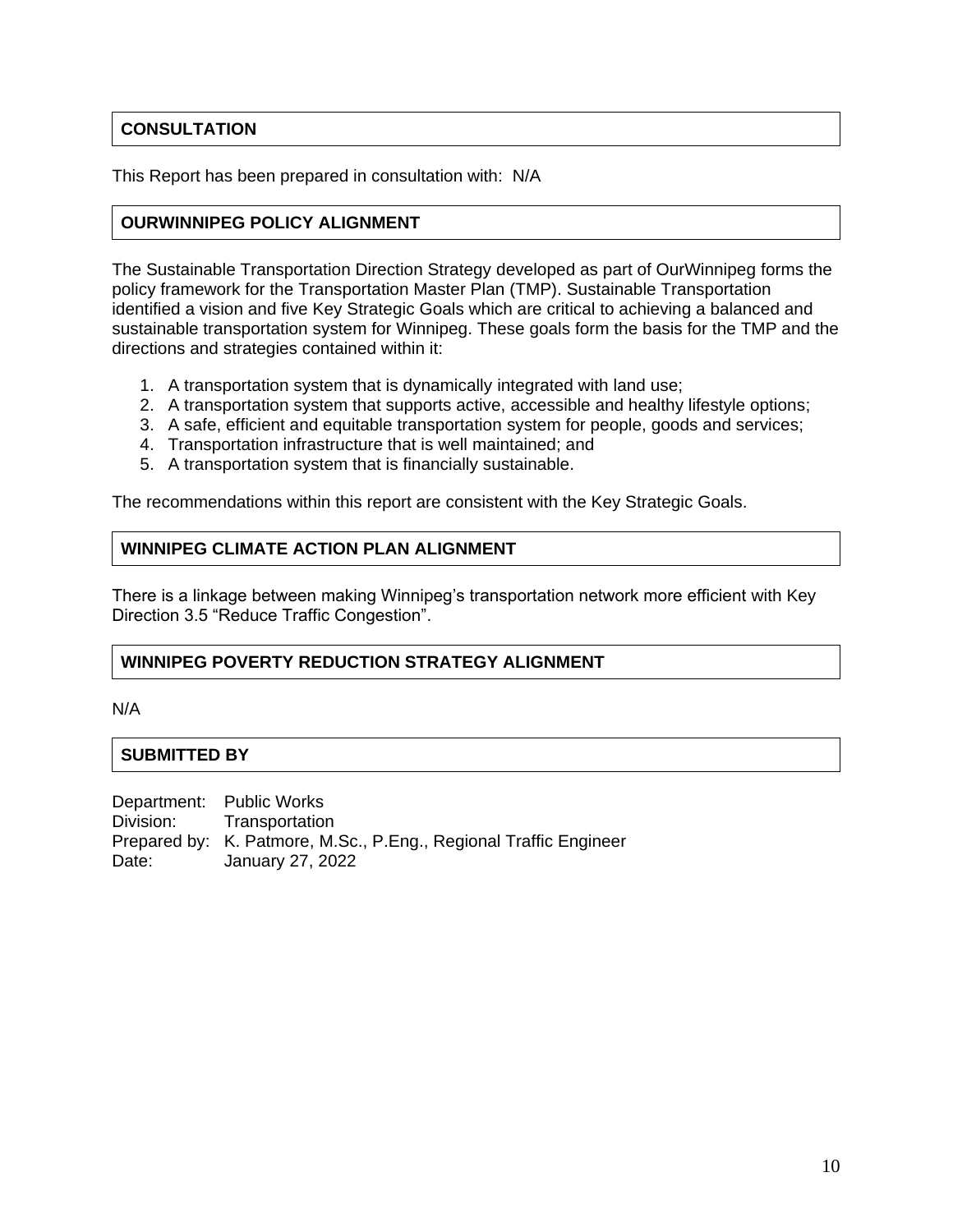## CONSULTATION

This Report has been prepared in consultation with: N/A

## OURWINNIPEG POLICY ALIGNMENT

The Sustainable Transportation Direction Strategy developed as part of OurWinnipeg forms the policy framework for the Transportation Master Plan (TMP). Sustainable Transportation identified a vision and five Key Strategic Goals which are critical to achieving a balanced and sustainable transportation system for Winnipeg. These goals form the basis for the TMP and the directions and strategies contained within it:

1. A transportation system that is dynamically integrated with land use;
2. A transportation system that supports active, accessible and healthy lifestyle options;
3. A safe, efficient and equitable transportation system for people, goods and services;
4. Transportation infrastructure that is well maintained; and
5. A transportation system that is financially sustainable.

The recommendations within this report are consistent with the Key Strategic Goals.

## WINNIPEG CLIMATE ACTION PLAN ALIGNMENT

There is a linkage between making Winnipeg's transportation network more efficient with Key Direction 3.5 "Reduce Traffic Congestion".

## WINNIPEG POVERTY REDUCTION STRATEGY ALIGNMENT

N/A

## SUBMITTED BY

Department: Public Works
Division: Transportation
Prepared by: K. Patmore, M.Sc., P.Eng., Regional Traffic Engineer
Date: January 27, 2022